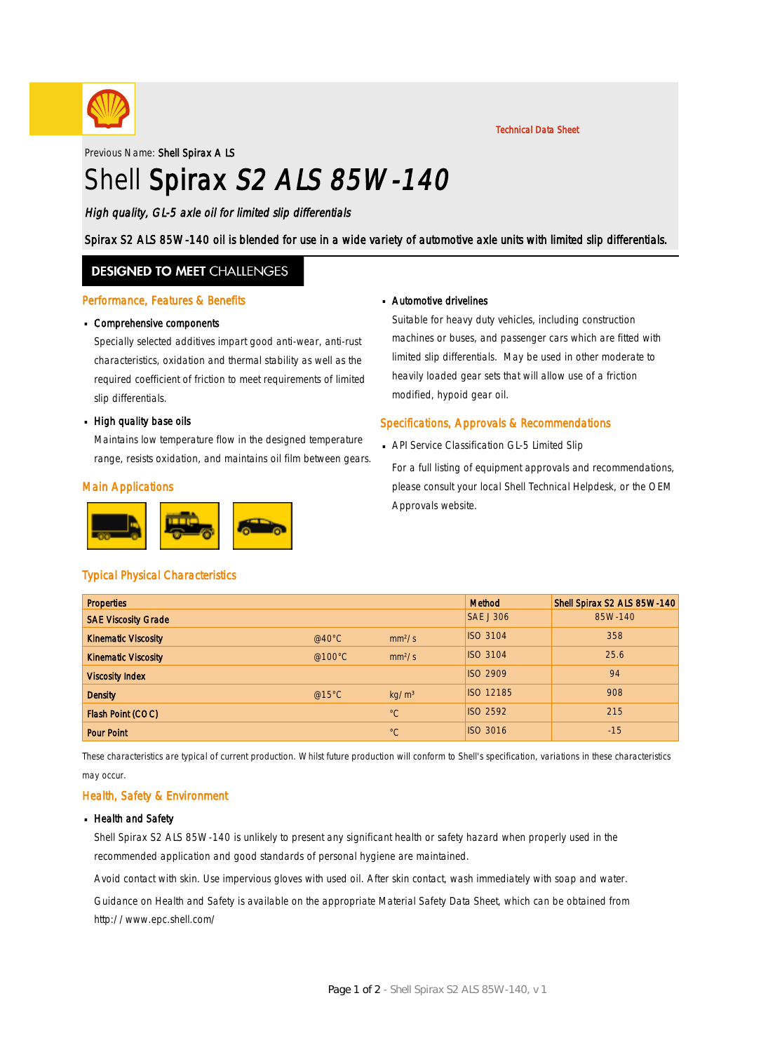Technical Data Sheet

Previous Name: **Shell Spirax A LS**

# Shell Spirax *S2 ALS 85W-140*

*High quality, GL-5 axle oil for limited slip differentials*

Spirax S2 ALS 85W-140 oil is blended for use in a wide variety of automotive axle units with limited slip differentials.

**DESIGNED TO MEET CHALLENGES**

## Performance, Features & Benefits

- **Comprehensive components**

  Specially selected additives impart good anti-wear, anti-rust characteristics, oxidation and thermal stability as well as the required coefficient of friction to meet requirements of limited slip differentials.

- **High quality base oils**

  Maintains low temperature flow in the designed temperature range, resists oxidation, and maintains oil film between gears.

## Main Applications

- **Automotive drivelines**

  Suitable for heavy duty vehicles, including construction machines or buses, and passenger cars which are fitted with limited slip differentials. May be used in other moderate to heavily loaded gear sets that will allow use of a friction modified, hypoid gear oil.

## Specifications, Approvals & Recommendations

- API Service Classification GL-5 Limited Slip

  For a full listing of equipment approvals and recommendations, please consult your local Shell Technical Helpdesk, or the OEM Approvals website.

## Typical Physical Characteristics

| Properties | | | Method | Shell Spirax S2 ALS 85W-140 |
|---|---|---|---|---|
| SAE Viscosity Grade | | | SAE J 306 | 85W-140 |
| Kinematic Viscosity | @40°C | mm²/s | ISO 3104 | 358 |
| Kinematic Viscosity | @100°C | mm²/s | ISO 3104 | 25.6 |
| Viscosity Index | | | ISO 2909 | 94 |
| Density | @15°C | kg/m³ | ISO 12185 | 908 |
| Flash Point (COC) | | °C | ISO 2592 | 215 |
| Pour Point | | °C | ISO 3016 | -15 |

These characteristics are typical of current production. Whilst future production will conform to Shell's specification, variations in these characteristics may occur.

## Health, Safety & Environment

- **Health and Safety**

  Shell Spirax S2 ALS 85W-140 is unlikely to present any significant health or safety hazard when properly used in the recommended application and good standards of personal hygiene are maintained.

  Avoid contact with skin. Use impervious gloves with used oil. After skin contact, wash immediately with soap and water.

  Guidance on Health and Safety is available on the appropriate Material Safety Data Sheet, which can be obtained from http://www.epc.shell.com/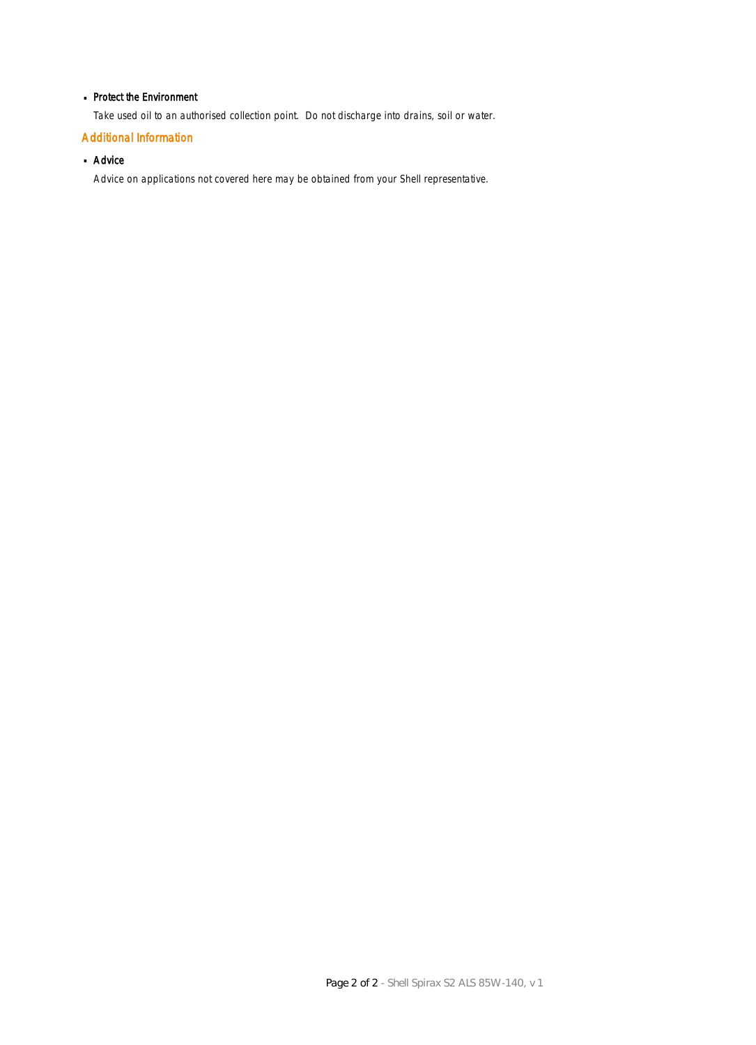- **Protect the Environment**

  *Take used oil to an authorised collection point. Do not discharge into drains, soil or water.*

## Additional Information

- **Advice**

  *Advice on applications not covered here may be obtained from your Shell representative.*